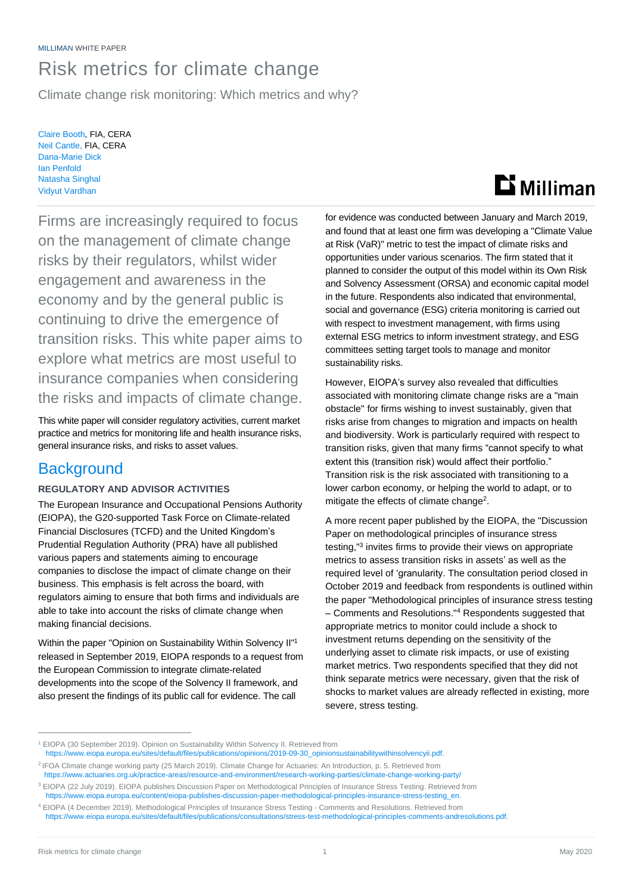MILLIMAN WHITE PAPER

# Risk metrics for climate change

Climate change risk monitoring: Which metrics and why?

Claire Booth, FIA, CERA
Neil Cantle, FIA, CERA
Dana-Marie Dick
Ian Penfold
Natasha Singhal
Vidyut Vardhan

Firms are increasingly required to focus on the management of climate change risks by their regulators, whilst wider engagement and awareness in the economy and by the general public is continuing to drive the emergence of transition risks. This white paper aims to explore what metrics are most useful to insurance companies when considering the risks and impacts of climate change.

This white paper will consider regulatory activities, current market practice and metrics for monitoring life and health insurance risks, general insurance risks, and risks to asset values.

## Background

### REGULATORY AND ADVISOR ACTIVITIES

The European Insurance and Occupational Pensions Authority (EIOPA), the G20-supported Task Force on Climate-related Financial Disclosures (TCFD) and the United Kingdom's Prudential Regulation Authority (PRA) have all published various papers and statements aiming to encourage companies to disclose the impact of climate change on their business. This emphasis is felt across the board, with regulators aiming to ensure that both firms and individuals are able to take into account the risks of climate change when making financial decisions.

Within the paper "Opinion on Sustainability Within Solvency II"[1] released in September 2019, EIOPA responds to a request from the European Commission to integrate climate-related developments into the scope of the Solvency II framework, and also present the findings of its public call for evidence. The call for evidence was conducted between January and March 2019, and found that at least one firm was developing a "Climate Value at Risk (VaR)" metric to test the impact of climate risks and opportunities under various scenarios. The firm stated that it planned to consider the output of this model within its Own Risk and Solvency Assessment (ORSA) and economic capital model in the future. Respondents also indicated that environmental, social and governance (ESG) criteria monitoring is carried out with respect to investment management, with firms using external ESG metrics to inform investment strategy, and ESG committees setting target tools to manage and monitor sustainability risks.

However, EIOPA's survey also revealed that difficulties associated with monitoring climate change risks are a "main obstacle" for firms wishing to invest sustainably, given that risks arise from changes to migration and impacts on health and biodiversity. Work is particularly required with respect to transition risks, given that many firms "cannot specify to what extent this (transition risk) would affect their portfolio." Transition risk is the risk associated with transitioning to a lower carbon economy, or helping the world to adapt, or to mitigate the effects of climate change[2].

A more recent paper published by the EIOPA, the "Discussion Paper on methodological principles of insurance stress testing,"[3] invites firms to provide their views on appropriate metrics to assess transition risks in assets' as well as the required level of 'granularity. The consultation period closed in October 2019 and feedback from respondents is outlined within the paper "Methodological principles of insurance stress testing – Comments and Resolutions."[4] Respondents suggested that appropriate metrics to monitor could include a shock to investment returns depending on the sensitivity of the underlying asset to climate risk impacts, or use of existing market metrics. Two respondents specified that they did not think separate metrics were necessary, given that the risk of shocks to market values are already reflected in existing, more severe, stress testing.

---

[1] EIOPA (30 September 2019). Opinion on Sustainability Within Solvency II. Retrieved from https://www.eiopa.europa.eu/sites/default/files/publications/opinions/2019-09-30_opinionsustainabilitywithinsolvencyii.pdf.

[2] IFOA Climate change working party (25 March 2019). Climate Change for Actuaries: An Introduction, p. 5. Retrieved from https://www.actuaries.org.uk/practice-areas/resource-and-environment/research-working-parties/climate-change-working-party/

[3] EIOPA (22 July 2019). EIOPA publishes Discussion Paper on Methodological Principles of Insurance Stress Testing. Retrieved from https://www.eiopa.europa.eu/content/eiopa-publishes-discussion-paper-methodological-principles-insurance-stress-testing_en.

[4] EIOPA (4 December 2019). Methodological Principles of Insurance Stress Testing - Comments and Resolutions. Retrieved from https://www.eiopa.europa.eu/sites/default/files/publications/consultations/stress-test-methodological-principles-comments-andresolutions.pdf.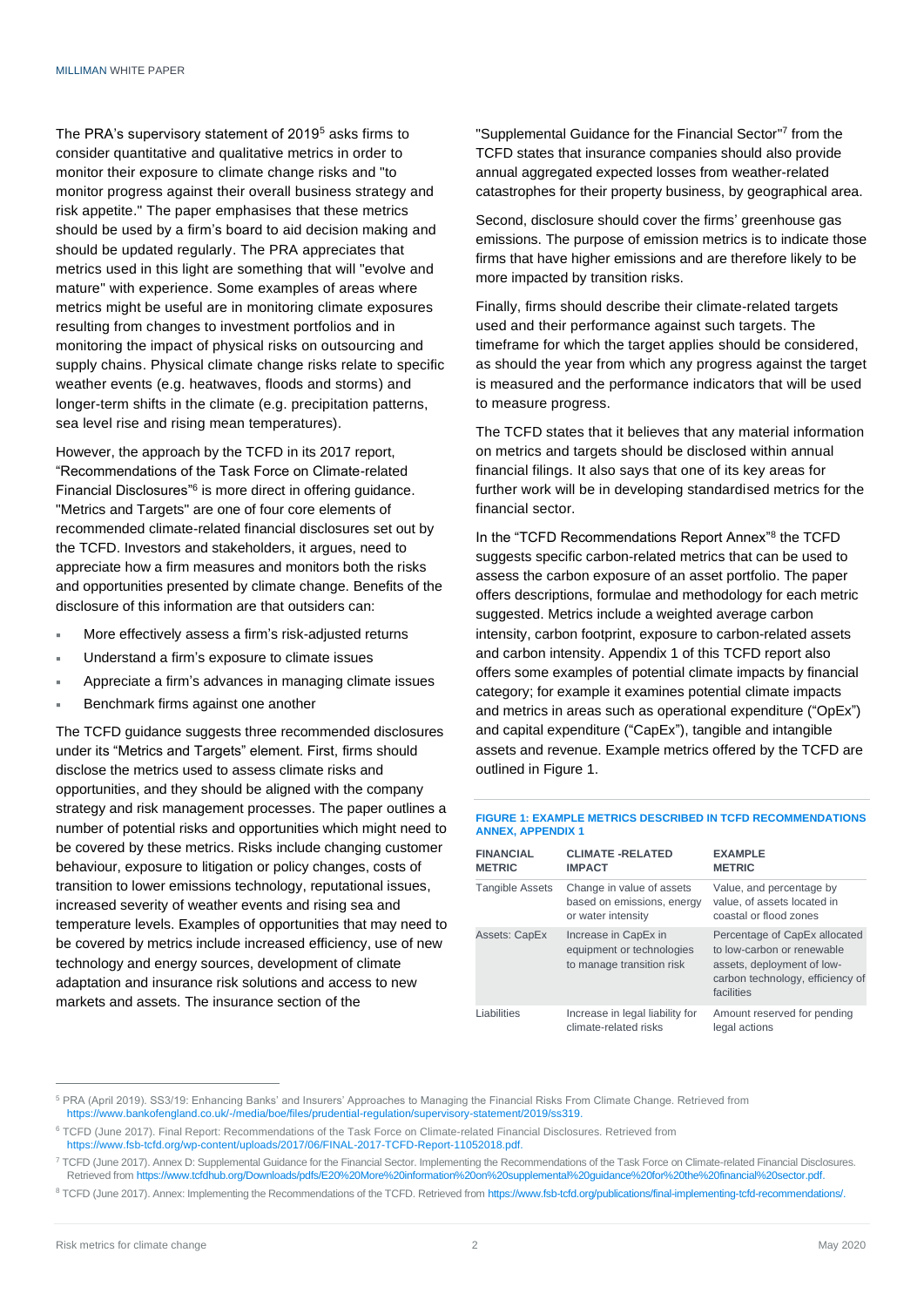The PRA's supervisory statement of 2019[5] asks firms to consider quantitative and qualitative metrics in order to monitor their exposure to climate change risks and "to monitor progress against their overall business strategy and risk appetite." The paper emphasises that these metrics should be used by a firm's board to aid decision making and should be updated regularly. The PRA appreciates that metrics used in this light are something that will "evolve and mature" with experience. Some examples of areas where metrics might be useful are in monitoring climate exposures resulting from changes to investment portfolios and in monitoring the impact of physical risks on outsourcing and supply chains. Physical climate change risks relate to specific weather events (e.g. heatwaves, floods and storms) and longer-term shifts in the climate (e.g. precipitation patterns, sea level rise and rising mean temperatures).

However, the approach by the TCFD in its 2017 report, "Recommendations of the Task Force on Climate-related Financial Disclosures"[6] is more direct in offering guidance. "Metrics and Targets" are one of four core elements of recommended climate-related financial disclosures set out by the TCFD. Investors and stakeholders, it argues, need to appreciate how a firm measures and monitors both the risks and opportunities presented by climate change. Benefits of the disclosure of this information are that outsiders can:

- More effectively assess a firm's risk-adjusted returns
- Understand a firm's exposure to climate issues
- Appreciate a firm's advances in managing climate issues
- Benchmark firms against one another

The TCFD guidance suggests three recommended disclosures under its "Metrics and Targets" element. First, firms should disclose the metrics used to assess climate risks and opportunities, and they should be aligned with the company strategy and risk management processes. The paper outlines a number of potential risks and opportunities which might need to be covered by these metrics. Risks include changing customer behaviour, exposure to litigation or policy changes, costs of transition to lower emissions technology, reputational issues, increased severity of weather events and rising sea and temperature levels. Examples of opportunities that may need to be covered by metrics include increased efficiency, use of new technology and energy sources, development of climate adaptation and insurance risk solutions and access to new markets and assets. The insurance section of the "Supplemental Guidance for the Financial Sector"[7] from the TCFD states that insurance companies should also provide annual aggregated expected losses from weather-related catastrophes for their property business, by geographical area.

Second, disclosure should cover the firms' greenhouse gas emissions. The purpose of emission metrics is to indicate those firms that have higher emissions and are therefore likely to be more impacted by transition risks.

Finally, firms should describe their climate-related targets used and their performance against such targets. The timeframe for which the target applies should be considered, as should the year from which any progress against the target is measured and the performance indicators that will be used to measure progress.

The TCFD states that it believes that any material information on metrics and targets should be disclosed within annual financial filings. It also says that one of its key areas for further work will be in developing standardised metrics for the financial sector.

In the "TCFD Recommendations Report Annex"[8] the TCFD suggests specific carbon-related metrics that can be used to assess the carbon exposure of an asset portfolio. The paper offers descriptions, formulae and methodology for each metric suggested. Metrics include a weighted average carbon intensity, carbon footprint, exposure to carbon-related assets and carbon intensity. Appendix 1 of this TCFD report also offers some examples of potential climate impacts by financial category; for example it examines potential climate impacts and metrics in areas such as operational expenditure ("OpEx") and capital expenditure ("CapEx"), tangible and intangible assets and revenue. Example metrics offered by the TCFD are outlined in Figure 1.

**FIGURE 1: EXAMPLE METRICS DESCRIBED IN TCFD RECOMMENDATIONS ANNEX, APPENDIX 1**

| FINANCIAL METRIC | CLIMATE-RELATED IMPACT | EXAMPLE METRIC |
|---|---|---|
| Tangible Assets | Change in value of assets based on emissions, energy or water intensity | Value, and percentage by value, of assets located in coastal or flood zones |
| Assets: CapEx | Increase in CapEx in equipment or technologies to manage transition risk | Percentage of CapEx allocated to low-carbon or renewable assets, deployment of low-carbon technology, efficiency of facilities |
| Liabilities | Increase in legal liability for climate-related risks | Amount reserved for pending legal actions |

[5] PRA (April 2019). SS3/19: Enhancing Banks' and Insurers' Approaches to Managing the Financial Risks From Climate Change. Retrieved from https://www.bankofengland.co.uk/-/media/boe/files/prudential-regulation/supervisory-statement/2019/ss319.

[6] TCFD (June 2017). Final Report: Recommendations of the Task Force on Climate-related Financial Disclosures. Retrieved from https://www.fsb-tcfd.org/wp-content/uploads/2017/06/FINAL-2017-TCFD-Report-11052018.pdf.

[7] TCFD (June 2017). Annex D: Supplemental Guidance for the Financial Sector. Implementing the Recommendations of the Task Force on Climate-related Financial Disclosures. Retrieved from https://www.tcfdhub.org/Downloads/pdfs/E20%20More%20information%20on%20supplemental%20guidance%20for%20the%20financial%20sector.pdf.

[8] TCFD (June 2017). Annex: Implementing the Recommendations of the TCFD. Retrieved from https://www.fsb-tcfd.org/publications/final-implementing-tcfd-recommendations/.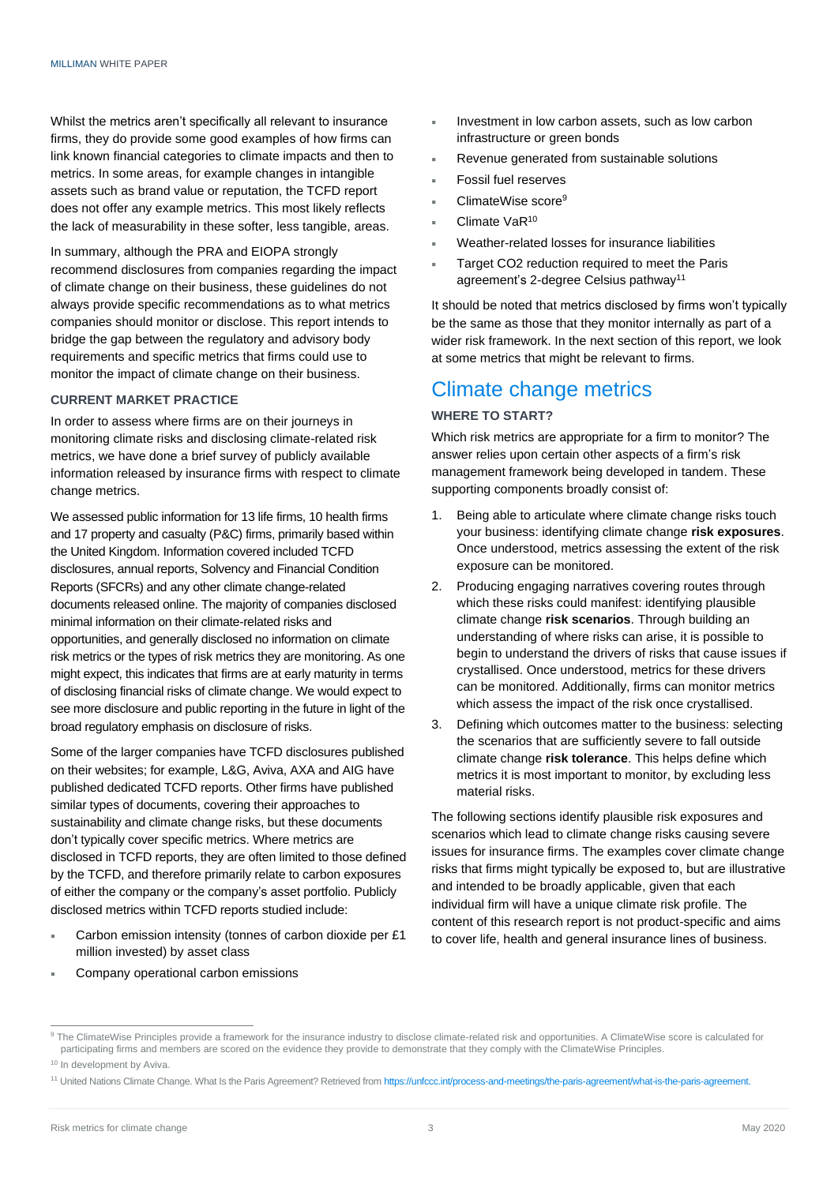Whilst the metrics aren't specifically all relevant to insurance firms, they do provide some good examples of how firms can link known financial categories to climate impacts and then to metrics. In some areas, for example changes in intangible assets such as brand value or reputation, the TCFD report does not offer any example metrics. This most likely reflects the lack of measurability in these softer, less tangible, areas.

In summary, although the PRA and EIOPA strongly recommend disclosures from companies regarding the impact of climate change on their business, these guidelines do not always provide specific recommendations as to what metrics companies should monitor or disclose. This report intends to bridge the gap between the regulatory and advisory body requirements and specific metrics that firms could use to monitor the impact of climate change on their business.

### CURRENT MARKET PRACTICE

In order to assess where firms are on their journeys in monitoring climate risks and disclosing climate-related risk metrics, we have done a brief survey of publicly available information released by insurance firms with respect to climate change metrics.

We assessed public information for 13 life firms, 10 health firms and 17 property and casualty (P&C) firms, primarily based within the United Kingdom. Information covered included TCFD disclosures, annual reports, Solvency and Financial Condition Reports (SFCRs) and any other climate change-related documents released online. The majority of companies disclosed minimal information on their climate-related risks and opportunities, and generally disclosed no information on climate risk metrics or the types of risk metrics they are monitoring. As one might expect, this indicates that firms are at early maturity in terms of disclosing financial risks of climate change. We would expect to see more disclosure and public reporting in the future in light of the broad regulatory emphasis on disclosure of risks.

Some of the larger companies have TCFD disclosures published on their websites; for example, L&G, Aviva, AXA and AIG have published dedicated TCFD reports. Other firms have published similar types of documents, covering their approaches to sustainability and climate change risks, but these documents don't typically cover specific metrics. Where metrics are disclosed in TCFD reports, they are often limited to those defined by the TCFD, and therefore primarily relate to carbon exposures of either the company or the company's asset portfolio. Publicly disclosed metrics within TCFD reports studied include:

- Carbon emission intensity (tonnes of carbon dioxide per £1 million invested) by asset class
- Company operational carbon emissions
- Investment in low carbon assets, such as low carbon infrastructure or green bonds
- Revenue generated from sustainable solutions
- Fossil fuel reserves
- ClimateWise score[9]
- Climate VaR[10]
- Weather-related losses for insurance liabilities
- Target CO2 reduction required to meet the Paris agreement's 2-degree Celsius pathway[11]

It should be noted that metrics disclosed by firms won't typically be the same as those that they monitor internally as part of a wider risk framework. In the next section of this report, we look at some metrics that might be relevant to firms.

## Climate change metrics

### WHERE TO START?

Which risk metrics are appropriate for a firm to monitor? The answer relies upon certain other aspects of a firm's risk management framework being developed in tandem. These supporting components broadly consist of:

1. Being able to articulate where climate change risks touch your business: identifying climate change **risk exposures**. Once understood, metrics assessing the extent of the risk exposure can be monitored.
2. Producing engaging narratives covering routes through which these risks could manifest: identifying plausible climate change **risk scenarios**. Through building an understanding of where risks can arise, it is possible to begin to understand the drivers of risks that cause issues if crystallised. Once understood, metrics for these drivers can be monitored. Additionally, firms can monitor metrics which assess the impact of the risk once crystallised.
3. Defining which outcomes matter to the business: selecting the scenarios that are sufficiently severe to fall outside climate change **risk tolerance**. This helps define which metrics it is most important to monitor, by excluding less material risks.

The following sections identify plausible risk exposures and scenarios which lead to climate change risks causing severe issues for insurance firms. The examples cover climate change risks that firms might typically be exposed to, but are illustrative and intended to be broadly applicable, given that each individual firm will have a unique climate risk profile. The content of this research report is not product-specific and aims to cover life, health and general insurance lines of business.

---

[9] The ClimateWise Principles provide a framework for the insurance industry to disclose climate-related risk and opportunities. A ClimateWise score is calculated for participating firms and members are scored on the evidence they provide to demonstrate that they comply with the ClimateWise Principles.

[10] In development by Aviva.

[11] United Nations Climate Change. What Is the Paris Agreement? Retrieved from https://unfccc.int/process-and-meetings/the-paris-agreement/what-is-the-paris-agreement.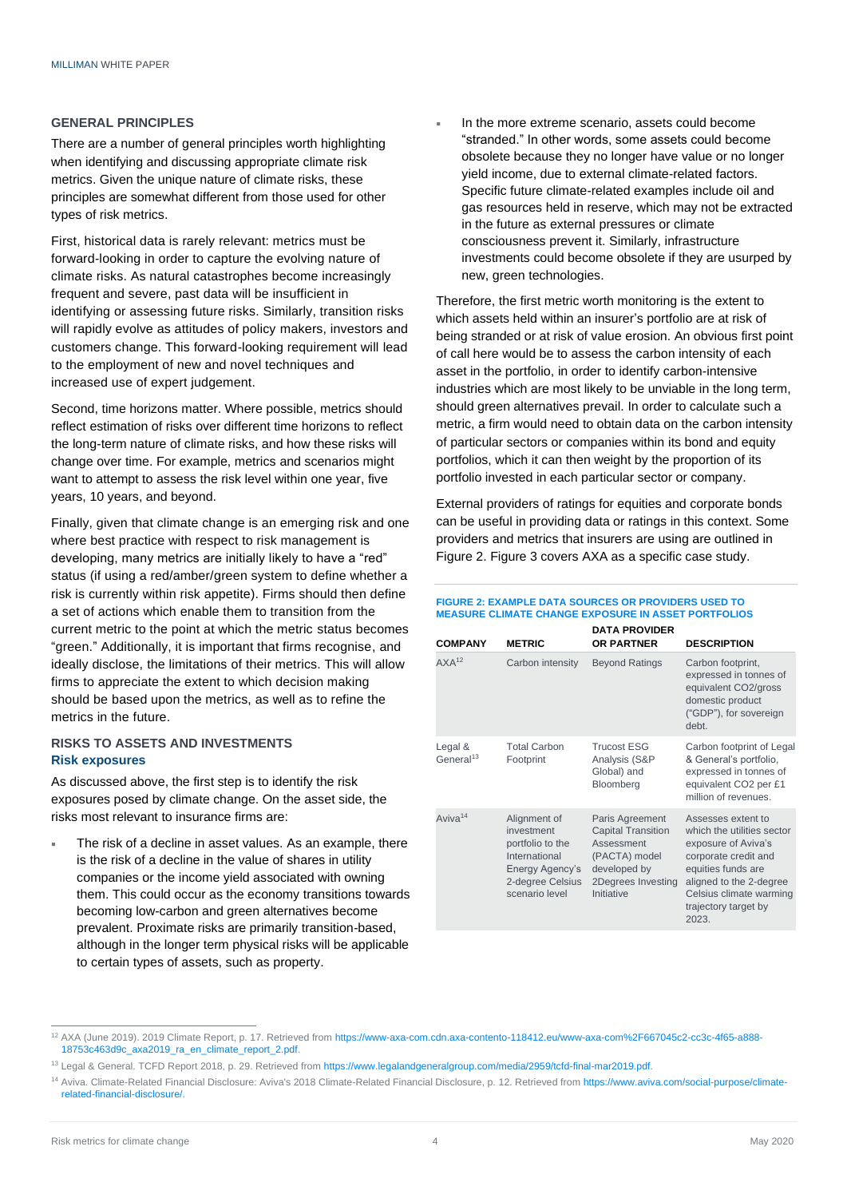## GENERAL PRINCIPLES

There are a number of general principles worth highlighting when identifying and discussing appropriate climate risk metrics. Given the unique nature of climate risks, these principles are somewhat different from those used for other types of risk metrics.

First, historical data is rarely relevant: metrics must be forward-looking in order to capture the evolving nature of climate risks. As natural catastrophes become increasingly frequent and severe, past data will be insufficient in identifying or assessing future risks. Similarly, transition risks will rapidly evolve as attitudes of policy makers, investors and customers change. This forward-looking requirement will lead to the employment of new and novel techniques and increased use of expert judgement.

Second, time horizons matter. Where possible, metrics should reflect estimation of risks over different time horizons to reflect the long-term nature of climate risks, and how these risks will change over time. For example, metrics and scenarios might want to attempt to assess the risk level within one year, five years, 10 years, and beyond.

Finally, given that climate change is an emerging risk and one where best practice with respect to risk management is developing, many metrics are initially likely to have a "red" status (if using a red/amber/green system to define whether a risk is currently within risk appetite). Firms should then define a set of actions which enable them to transition from the current metric to the point at which the metric status becomes "green." Additionally, it is important that firms recognise, and ideally disclose, the limitations of their metrics. This will allow firms to appreciate the extent to which decision making should be based upon the metrics, as well as to refine the metrics in the future.

## RISKS TO ASSETS AND INVESTMENTS

### Risk exposures

As discussed above, the first step is to identify the risk exposures posed by climate change. On the asset side, the risks most relevant to insurance firms are:

- The risk of a decline in asset values. As an example, there is the risk of a decline in the value of shares in utility companies or the income yield associated with owning them. This could occur as the economy transitions towards becoming low-carbon and green alternatives become prevalent. Proximate risks are primarily transition-based, although in the longer term physical risks will be applicable to certain types of assets, such as property.
- In the more extreme scenario, assets could become "stranded." In other words, some assets could become obsolete because they no longer have value or no longer yield income, due to external climate-related factors. Specific future climate-related examples include oil and gas resources held in reserve, which may not be extracted in the future as external pressures or climate consciousness prevent it. Similarly, infrastructure investments could become obsolete if they are usurped by new, green technologies.

Therefore, the first metric worth monitoring is the extent to which assets held within an insurer's portfolio are at risk of being stranded or at risk of value erosion. An obvious first point of call here would be to assess the carbon intensity of each asset in the portfolio, in order to identify carbon-intensive industries which are most likely to be unviable in the long term, should green alternatives prevail. In order to calculate such a metric, a firm would need to obtain data on the carbon intensity of particular sectors or companies within its bond and equity portfolios, which it can then weight by the proportion of its portfolio invested in each particular sector or company.

External providers of ratings for equities and corporate bonds can be useful in providing data or ratings in this context. Some providers and metrics that insurers are using are outlined in Figure 2. Figure 3 covers AXA as a specific case study.

**FIGURE 2: EXAMPLE DATA SOURCES OR PROVIDERS USED TO MEASURE CLIMATE CHANGE EXPOSURE IN ASSET PORTFOLIOS**

| COMPANY | METRIC | DATA PROVIDER OR PARTNER | DESCRIPTION |
|---|---|---|---|
| AXA[12] | Carbon intensity | Beyond Ratings | Carbon footprint, expressed in tonnes of equivalent $CO_2$/gross domestic product ("GDP"), for sovereign debt. |
| Legal & General[13] | Total Carbon Footprint | Trucost ESG Analysis (S&P Global) and Bloomberg | Carbon footprint of Legal & General's portfolio, expressed in tonnes of equivalent $CO_2$ per £1 million of revenues. |
| Aviva[14] | Alignment of investment portfolio to the International Energy Agency's 2-degree Celsius scenario level | Paris Agreement Capital Transition Assessment (PACTA) model developed by 2Degrees Investing Initiative | Assesses extent to which the utilities sector exposure of Aviva's corporate credit and equities funds are aligned to the 2-degree Celsius climate warming trajectory target by 2023. |

[12] AXA (June 2019). 2019 Climate Report, p. 17. Retrieved from https://www-axa-com.cdn.axa-contento-118412.eu/www-axa-com%2F667045c2-cc3c-4f65-a888-18753c463d9c_axa2019_ra_en_climate_report_2.pdf.

[13] Legal & General. TCFD Report 2018, p. 29. Retrieved from https://www.legalandgeneralgroup.com/media/2959/tcfd-final-mar2019.pdf.

[14] Aviva. Climate-Related Financial Disclosure: Aviva's 2018 Climate-Related Financial Disclosure, p. 12. Retrieved from https://www.aviva.com/social-purpose/climate-related-financial-disclosure/.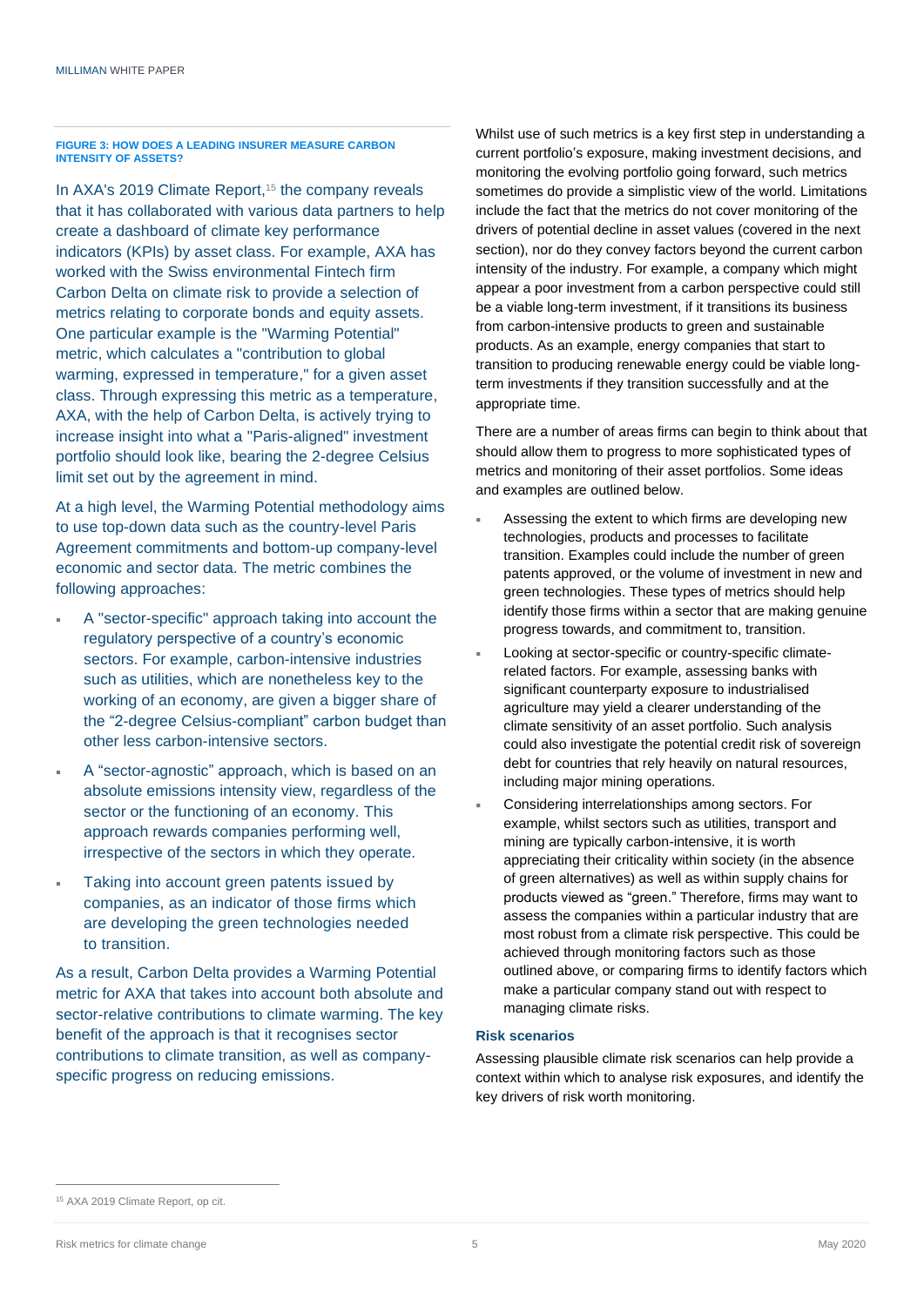**FIGURE 3: HOW DOES A LEADING INSURER MEASURE CARBON INTENSITY OF ASSETS?**

In AXA's 2019 Climate Report,[15] the company reveals that it has collaborated with various data partners to help create a dashboard of climate key performance indicators (KPIs) by asset class. For example, AXA has worked with the Swiss environmental Fintech firm Carbon Delta on climate risk to provide a selection of metrics relating to corporate bonds and equity assets. One particular example is the "Warming Potential" metric, which calculates a "contribution to global warming, expressed in temperature," for a given asset class. Through expressing this metric as a temperature, AXA, with the help of Carbon Delta, is actively trying to increase insight into what a "Paris-aligned" investment portfolio should look like, bearing the 2-degree Celsius limit set out by the agreement in mind.

At a high level, the Warming Potential methodology aims to use top-down data such as the country-level Paris Agreement commitments and bottom-up company-level economic and sector data. The metric combines the following approaches:

- A "sector-specific" approach taking into account the regulatory perspective of a country's economic sectors. For example, carbon-intensive industries such as utilities, which are nonetheless key to the working of an economy, are given a bigger share of the "2-degree Celsius-compliant" carbon budget than other less carbon-intensive sectors.
- A "sector-agnostic" approach, which is based on an absolute emissions intensity view, regardless of the sector or the functioning of an economy. This approach rewards companies performing well, irrespective of the sectors in which they operate.
- Taking into account green patents issued by companies, as an indicator of those firms which are developing the green technologies needed to transition.

As a result, Carbon Delta provides a Warming Potential metric for AXA that takes into account both absolute and sector-relative contributions to climate warming. The key benefit of the approach is that it recognises sector contributions to climate transition, as well as company-specific progress on reducing emissions.

Whilst use of such metrics is a key first step in understanding a current portfolio's exposure, making investment decisions, and monitoring the evolving portfolio going forward, such metrics sometimes do provide a simplistic view of the world. Limitations include the fact that the metrics do not cover monitoring of the drivers of potential decline in asset values (covered in the next section), nor do they convey factors beyond the current carbon intensity of the industry. For example, a company which might appear a poor investment from a carbon perspective could still be a viable long-term investment, if it transitions its business from carbon-intensive products to green and sustainable products. As an example, energy companies that start to transition to producing renewable energy could be viable long-term investments if they transition successfully and at the appropriate time.

There are a number of areas firms can begin to think about that should allow them to progress to more sophisticated types of metrics and monitoring of their asset portfolios. Some ideas and examples are outlined below.

- Assessing the extent to which firms are developing new technologies, products and processes to facilitate transition. Examples could include the number of green patents approved, or the volume of investment in new and green technologies. These types of metrics should help identify those firms within a sector that are making genuine progress towards, and commitment to, transition.
- Looking at sector-specific or country-specific climate-related factors. For example, assessing banks with significant counterparty exposure to industrialised agriculture may yield a clearer understanding of the climate sensitivity of an asset portfolio. Such analysis could also investigate the potential credit risk of sovereign debt for countries that rely heavily on natural resources, including major mining operations.
- Considering interrelationships among sectors. For example, whilst sectors such as utilities, transport and mining are typically carbon-intensive, it is worth appreciating their criticality within society (in the absence of green alternatives) as well as within supply chains for products viewed as "green." Therefore, firms may want to assess the companies within a particular industry that are most robust from a climate risk perspective. This could be achieved through monitoring factors such as those outlined above, or comparing firms to identify factors which make a particular company stand out with respect to managing climate risks.

### Risk scenarios

Assessing plausible climate risk scenarios can help provide a context within which to analyse risk exposures, and identify the key drivers of risk worth monitoring.

[15] AXA 2019 Climate Report, op cit.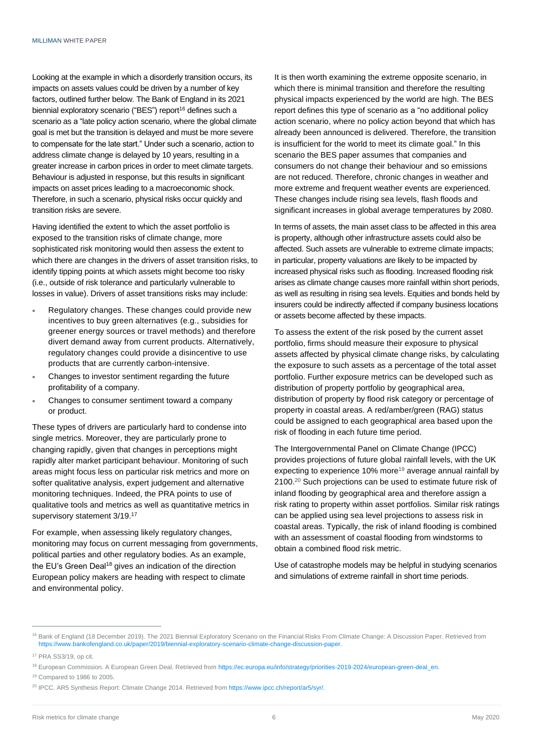Looking at the example in which a disorderly transition occurs, its impacts on assets values could be driven by a number of key factors, outlined further below. The Bank of England in its 2021 biennial exploratory scenario ("BES") report[16] defines such a scenario as a "late policy action scenario, where the global climate goal is met but the transition is delayed and must be more severe to compensate for the late start." Under such a scenario, action to address climate change is delayed by 10 years, resulting in a greater increase in carbon prices in order to meet climate targets. Behaviour is adjusted in response, but this results in significant impacts on asset prices leading to a macroeconomic shock. Therefore, in such a scenario, physical risks occur quickly and transition risks are severe.

Having identified the extent to which the asset portfolio is exposed to the transition risks of climate change, more sophisticated risk monitoring would then assess the extent to which there are changes in the drivers of asset transition risks, to identify tipping points at which assets might become too risky (i.e., outside of risk tolerance and particularly vulnerable to losses in value). Drivers of asset transitions risks may include:

- Regulatory changes. These changes could provide new incentives to buy green alternatives (e.g., subsidies for greener energy sources or travel methods) and therefore divert demand away from current products. Alternatively, regulatory changes could provide a disincentive to use products that are currently carbon-intensive.
- Changes to investor sentiment regarding the future profitability of a company.
- Changes to consumer sentiment toward a company or product.

These types of drivers are particularly hard to condense into single metrics. Moreover, they are particularly prone to changing rapidly, given that changes in perceptions might rapidly alter market participant behaviour. Monitoring of such areas might focus less on particular risk metrics and more on softer qualitative analysis, expert judgement and alternative monitoring techniques. Indeed, the PRA points to use of qualitative tools and metrics as well as quantitative metrics in supervisory statement 3/19.[17]

For example, when assessing likely regulatory changes, monitoring may focus on current messaging from governments, political parties and other regulatory bodies. As an example, the EU's Green Deal[18] gives an indication of the direction European policy makers are heading with respect to climate and environmental policy.

It is then worth examining the extreme opposite scenario, in which there is minimal transition and therefore the resulting physical impacts experienced by the world are high. The BES report defines this type of scenario as a "no additional policy action scenario, where no policy action beyond that which has already been announced is delivered. Therefore, the transition is insufficient for the world to meet its climate goal." In this scenario the BES paper assumes that companies and consumers do not change their behaviour and so emissions are not reduced. Therefore, chronic changes in weather and more extreme and frequent weather events are experienced. These changes include rising sea levels, flash floods and significant increases in global average temperatures by 2080.

In terms of assets, the main asset class to be affected in this area is property, although other infrastructure assets could also be affected. Such assets are vulnerable to extreme climate impacts; in particular, property valuations are likely to be impacted by increased physical risks such as flooding. Increased flooding risk arises as climate change causes more rainfall within short periods, as well as resulting in rising sea levels. Equities and bonds held by insurers could be indirectly affected if company business locations or assets become affected by these impacts.

To assess the extent of the risk posed by the current asset portfolio, firms should measure their exposure to physical assets affected by physical climate change risks, by calculating the exposure to such assets as a percentage of the total asset portfolio. Further exposure metrics can be developed such as distribution of property portfolio by geographical area, distribution of property by flood risk category or percentage of property in coastal areas. A red/amber/green (RAG) status could be assigned to each geographical area based upon the risk of flooding in each future time period.

The Intergovernmental Panel on Climate Change (IPCC) provides projections of future global rainfall levels, with the UK expecting to experience 10% more[19] average annual rainfall by 2100.[20] Such projections can be used to estimate future risk of inland flooding by geographical area and therefore assign a risk rating to property within asset portfolios. Similar risk ratings can be applied using sea level projections to assess risk in coastal areas. Typically, the risk of inland flooding is combined with an assessment of coastal flooding from windstorms to obtain a combined flood risk metric.

Use of catastrophe models may be helpful in studying scenarios and simulations of extreme rainfall in short time periods.

---

[16] Bank of England (18 December 2019). The 2021 Biennial Exploratory Scenario on the Financial Risks From Climate Change: A Discussion Paper. Retrieved from https://www.bankofengland.co.uk/paper/2019/biennial-exploratory-scenario-climate-change-discussion-paper.

[17] PRA SS3/19, op cit.

[18] European Commission. A European Green Deal. Retrieved from https://ec.europa.eu/info/strategy/priorities-2019-2024/european-green-deal_en.

[19] Compared to 1986 to 2005.

[20] IPCC. AR5 Synthesis Report: Climate Change 2014. Retrieved from https://www.ipcc.ch/report/ar5/syr/.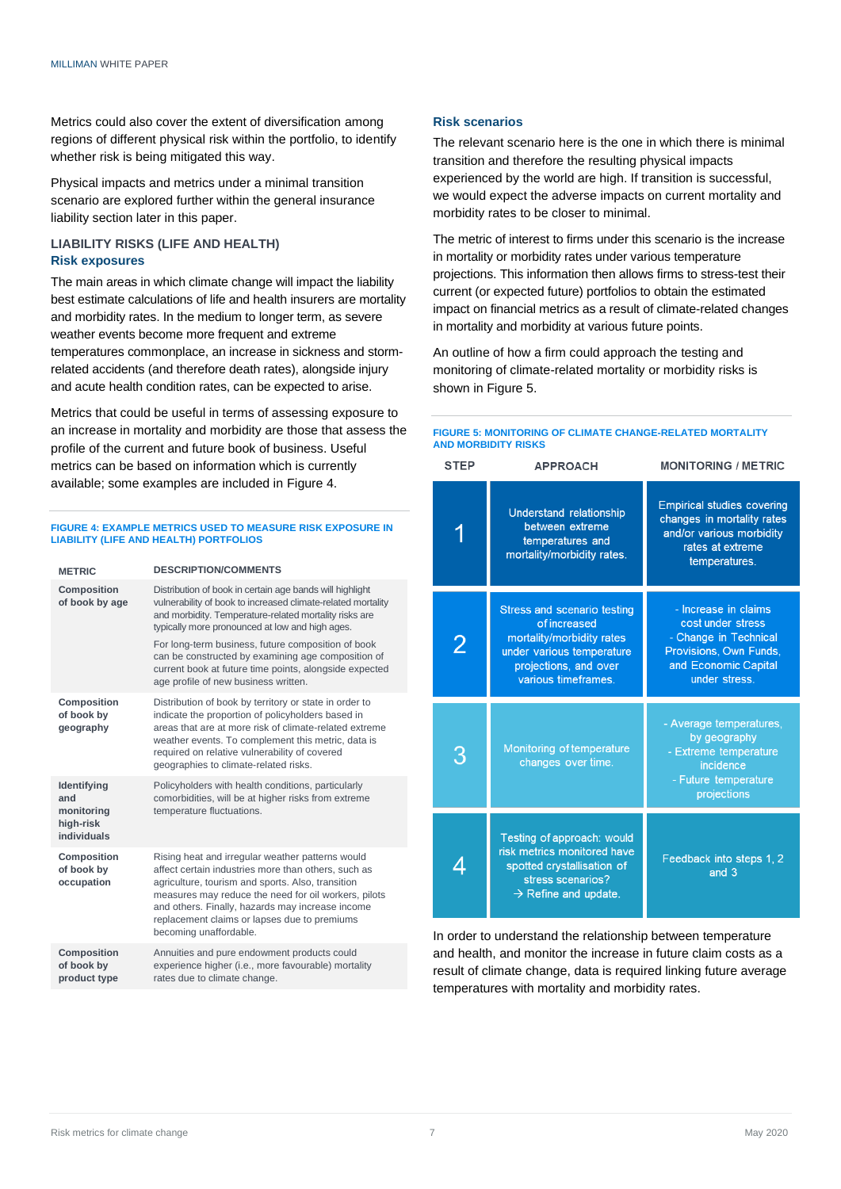Metrics could also cover the extent of diversification among regions of different physical risk within the portfolio, to identify whether risk is being mitigated this way.

Physical impacts and metrics under a minimal transition scenario are explored further within the general insurance liability section later in this paper.

## LIABILITY RISKS (LIFE AND HEALTH)

### Risk exposures

The main areas in which climate change will impact the liability best estimate calculations of life and health insurers are mortality and morbidity rates. In the medium to longer term, as severe weather events become more frequent and extreme temperatures commonplace, an increase in sickness and storm-related accidents (and therefore death rates), alongside injury and acute health condition rates, can be expected to arise.

Metrics that could be useful in terms of assessing exposure to an increase in mortality and morbidity are those that assess the profile of the current and future book of business. Useful metrics can be based on information which is currently available; some examples are included in Figure 4.

**FIGURE 4: EXAMPLE METRICS USED TO MEASURE RISK EXPOSURE IN LIABILITY (LIFE AND HEALTH) PORTFOLIOS**

| METRIC | DESCRIPTION/COMMENTS |
|---|---|
| **Composition of book by age** | Distribution of book in certain age bands will highlight vulnerability of book to increased climate-related mortality and morbidity. Temperature-related mortality risks are typically more pronounced at low and high ages. For long-term business, future composition of book can be constructed by examining age composition of current book at future time points, alongside expected age profile of new business written. |
| **Composition of book by geography** | Distribution of book by territory or state in order to indicate the proportion of policyholders based in areas that are at more risk of climate-related extreme weather events. To complement this metric, data is required on relative vulnerability of covered geographies to climate-related risks. |
| **Identifying and monitoring high-risk individuals** | Policyholders with health conditions, particularly comorbidities, will be at higher risks from extreme temperature fluctuations. |
| **Composition of book by occupation** | Rising heat and irregular weather patterns would affect certain industries more than others, such as agriculture, tourism and sports. Also, transition measures may reduce the need for oil workers, pilots and others. Finally, hazards may increase income replacement claims or lapses due to premiums becoming unaffordable. |
| **Composition of book by product type** | Annuities and pure endowment products could experience higher (i.e., more favourable) mortality rates due to climate change. |

### Risk scenarios

The relevant scenario here is the one in which there is minimal transition and therefore the resulting physical impacts experienced by the world are high. If transition is successful, we would expect the adverse impacts on current mortality and morbidity rates to be closer to minimal.

The metric of interest to firms under this scenario is the increase in mortality or morbidity rates under various temperature projections. This information then allows firms to stress-test their current (or expected future) portfolios to obtain the estimated impact on financial metrics as a result of climate-related changes in mortality and morbidity at various future points.

An outline of how a firm could approach the testing and monitoring of climate-related mortality or morbidity risks is shown in Figure 5.

**FIGURE 5: MONITORING OF CLIMATE CHANGE-RELATED MORTALITY AND MORBIDITY RISKS**

| STEP | APPROACH | MONITORING / METRIC |
|---|---|---|
| 1 | Understand relationship between extreme temperatures and mortality/morbidity rates. | Empirical studies covering changes in mortality rates and/or various morbidity rates at extreme temperatures. |
| 2 | Stress and scenario testing of increased mortality/morbidity rates under various temperature projections, and over various timeframes. | - Increase in claims cost under stress<br>- Change in Technical Provisions, Own Funds, and Economic Capital under stress. |
| 3 | Monitoring of temperature changes over time. | - Average temperatures, by geography<br>- Extreme temperature incidence<br>- Future temperature projections |
| 4 | Testing of approach: would risk metrics monitored have spotted crystallisation of stress scenarios? → Refine and update. | Feedback into steps 1, 2 and 3 |

In order to understand the relationship between temperature and health, and monitor the increase in future claim costs as a result of climate change, data is required linking future average temperatures with mortality and morbidity rates.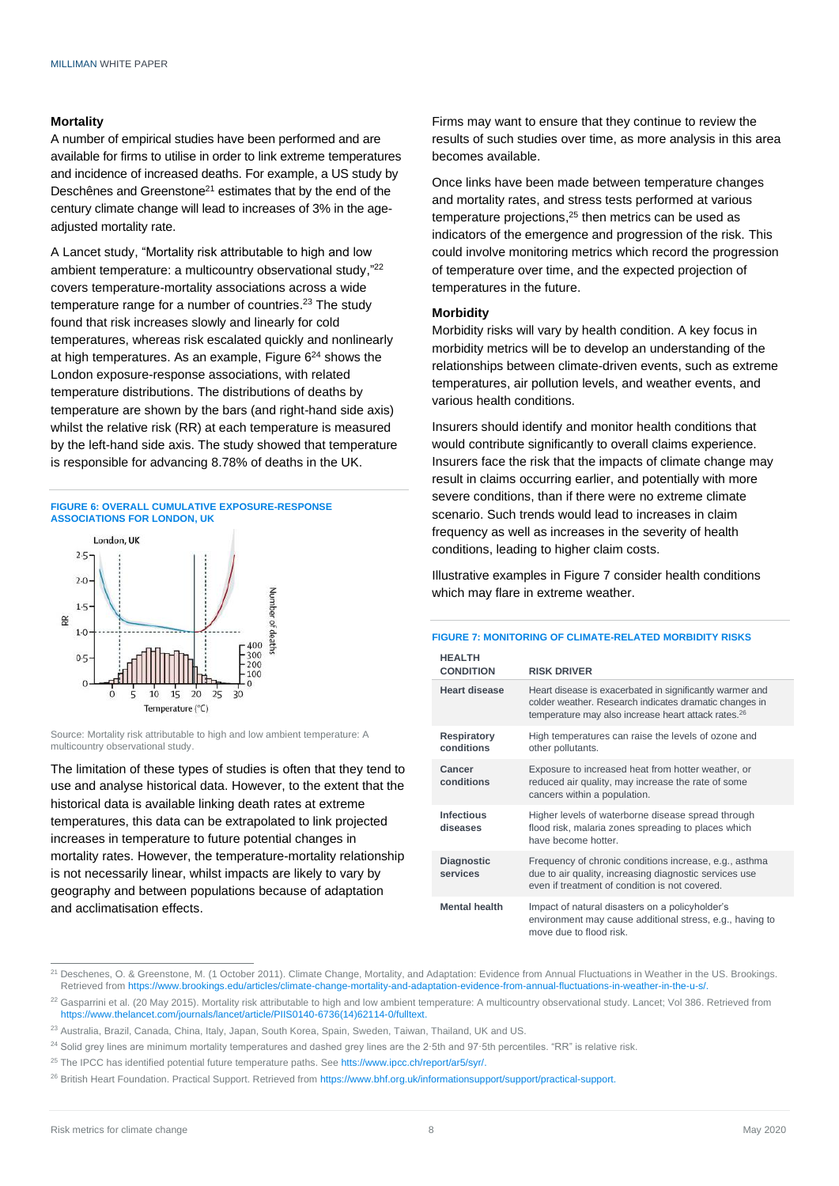### Mortality

A number of empirical studies have been performed and are available for firms to utilise in order to link extreme temperatures and incidence of increased deaths. For example, a US study by Deschênes and Greenstone[21] estimates that by the end of the century climate change will lead to increases of 3% in the age-adjusted mortality rate.

A Lancet study, "Mortality risk attributable to high and low ambient temperature: a multicountry observational study,"[22] covers temperature-mortality associations across a wide temperature range for a number of countries.[23] The study found that risk increases slowly and linearly for cold temperatures, whereas risk escalated quickly and nonlinearly at high temperatures. As an example, Figure 6[24] shows the London exposure-response associations, with related temperature distributions. The distributions of deaths by temperature are shown by the bars (and right-hand side axis) whilst the relative risk (RR) at each temperature is measured by the left-hand side axis. The study showed that temperature is responsible for advancing 8.78% of deaths in the UK.

**FIGURE 6: OVERALL CUMULATIVE EXPOSURE-RESPONSE ASSOCIATIONS FOR LONDON, UK**

Source: Mortality risk attributable to high and low ambient temperature: A multicountry observational study.

The limitation of these types of studies is often that they tend to use and analyse historical data. However, to the extent that the historical data is available linking death rates at extreme temperatures, this data can be extrapolated to link projected increases in temperature to future potential changes in mortality rates. However, the temperature-mortality relationship is not necessarily linear, whilst impacts are likely to vary by geography and between populations because of adaptation and acclimatisation effects.

Firms may want to ensure that they continue to review the results of such studies over time, as more analysis in this area becomes available.

Once links have been made between temperature changes and mortality rates, and stress tests performed at various temperature projections,[25] then metrics can be used as indicators of the emergence and progression of the risk. This could involve monitoring metrics which record the progression of temperature over time, and the expected projection of temperatures in the future.

### Morbidity

Morbidity risks will vary by health condition. A key focus in morbidity metrics will be to develop an understanding of the relationships between climate-driven events, such as extreme temperatures, air pollution levels, and weather events, and various health conditions.

Insurers should identify and monitor health conditions that would contribute significantly to overall claims experience. Insurers face the risk that the impacts of climate change may result in claims occurring earlier, and potentially with more severe conditions, than if there were no extreme climate scenario. Such trends would lead to increases in claim frequency as well as increases in the severity of health conditions, leading to higher claim costs.

Illustrative examples in Figure 7 consider health conditions which may flare in extreme weather.

**FIGURE 7: MONITORING OF CLIMATE-RELATED MORBIDITY RISKS**

| HEALTH CONDITION | RISK DRIVER |
|---|---|
| **Heart disease** | Heart disease is exacerbated in significantly warmer and colder weather. Research indicates dramatic changes in temperature may also increase heart attack rates.[26] |
| **Respiratory conditions** | High temperatures can raise the levels of ozone and other pollutants. |
| **Cancer conditions** | Exposure to increased heat from hotter weather, or reduced air quality, may increase the rate of some cancers within a population. |
| **Infectious diseases** | Higher levels of waterborne disease spread through flood risk, malaria zones spreading to places which have become hotter. |
| **Diagnostic services** | Frequency of chronic conditions increase, e.g., asthma due to air quality, increasing diagnostic services use even if treatment of condition is not covered. |
| **Mental health** | Impact of natural disasters on a policyholder's environment may cause additional stress, e.g., having to move due to flood risk. |

---

[21] Deschenes, O. & Greenstone, M. (1 October 2011). Climate Change, Mortality, and Adaptation: Evidence from Annual Fluctuations in Weather in the US. Brookings. Retrieved from https://www.brookings.edu/articles/climate-change-mortality-and-adaptation-evidence-from-annual-fluctuations-in-weather-in-the-u-s/.

[22] Gasparrini et al. (20 May 2015). Mortality risk attributable to high and low ambient temperature: A multicountry observational study. Lancet; Vol 386. Retrieved from https://www.thelancet.com/journals/lancet/article/PIIS0140-6736(14)62114-0/fulltext.

[23] Australia, Brazil, Canada, China, Italy, Japan, South Korea, Spain, Sweden, Taiwan, Thailand, UK and US.

[24] Solid grey lines are minimum mortality temperatures and dashed grey lines are the 2·5th and 97·5th percentiles. "RR" is relative risk.

[25] The IPCC has identified potential future temperature paths. See https://www.ipcc.ch/report/ar5/syr/.

[26] British Heart Foundation. Practical Support. Retrieved from https://www.bhf.org.uk/informationsupport/support/practical-support.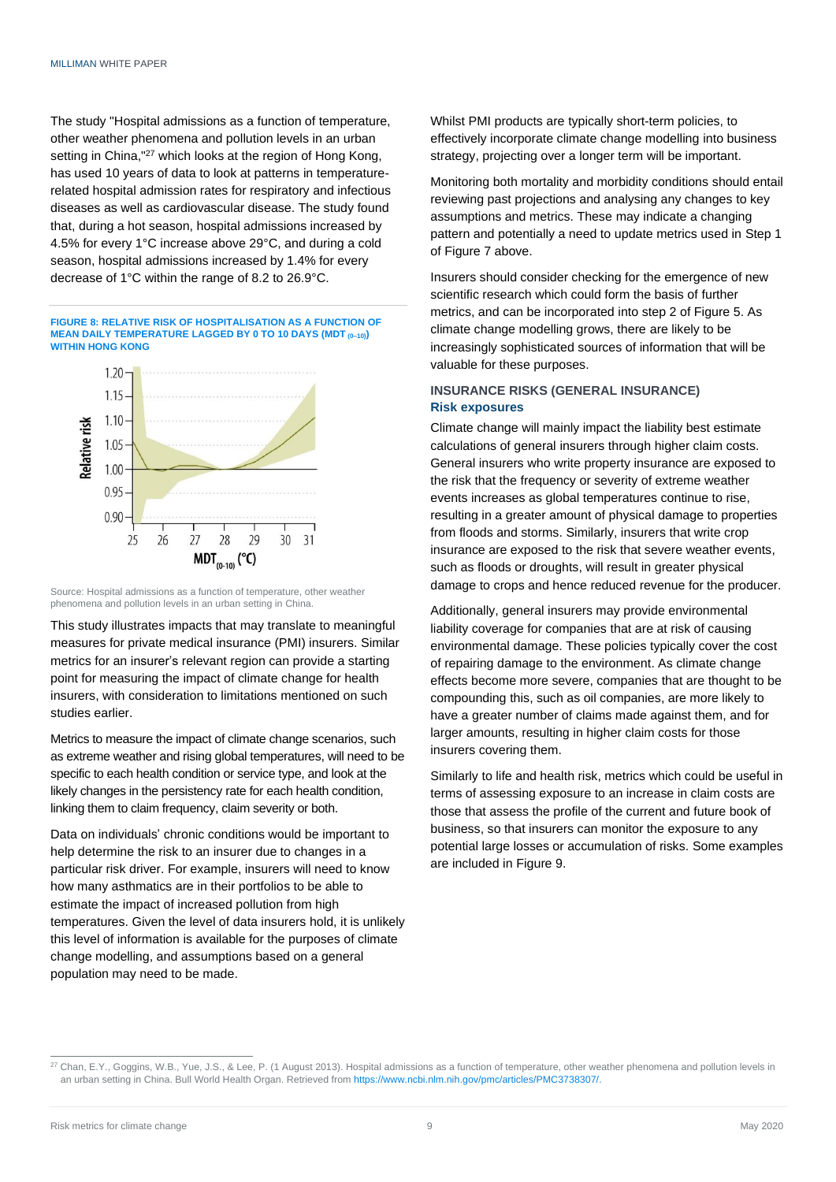The study "Hospital admissions as a function of temperature, other weather phenomena and pollution levels in an urban setting in China,"[27] which looks at the region of Hong Kong, has used 10 years of data to look at patterns in temperature-related hospital admission rates for respiratory and infectious diseases as well as cardiovascular disease. The study found that, during a hot season, hospital admissions increased by 4.5% for every 1°C increase above 29°C, and during a cold season, hospital admissions increased by 1.4% for every decrease of 1°C within the range of 8.2 to 26.9°C.

**FIGURE 8: RELATIVE RISK OF HOSPITALISATION AS A FUNCTION OF MEAN DAILY TEMPERATURE LAGGED BY 0 TO 10 DAYS ($MDT_{(0\text{–}10)}$) WITHIN HONG KONG**

Source: Hospital admissions as a function of temperature, other weather phenomena and pollution levels in an urban setting in China.

This study illustrates impacts that may translate to meaningful measures for private medical insurance (PMI) insurers. Similar metrics for an insurer's relevant region can provide a starting point for measuring the impact of climate change for health insurers, with consideration to limitations mentioned on such studies earlier.

Metrics to measure the impact of climate change scenarios, such as extreme weather and rising global temperatures, will need to be specific to each health condition or service type, and look at the likely changes in the persistency rate for each health condition, linking them to claim frequency, claim severity or both.

Data on individuals' chronic conditions would be important to help determine the risk to an insurer due to changes in a particular risk driver. For example, insurers will need to know how many asthmatics are in their portfolios to be able to estimate the impact of increased pollution from high temperatures. Given the level of data insurers hold, it is unlikely this level of information is available for the purposes of climate change modelling, and assumptions based on a general population may need to be made.

Whilst PMI products are typically short-term policies, to effectively incorporate climate change modelling into business strategy, projecting over a longer term will be important.

Monitoring both mortality and morbidity conditions should entail reviewing past projections and analysing any changes to key assumptions and metrics. These may indicate a changing pattern and potentially a need to update metrics used in Step 1 of Figure 7 above.

Insurers should consider checking for the emergence of new scientific research which could form the basis of further metrics, and can be incorporated into step 2 of Figure 5. As climate change modelling grows, there are likely to be increasingly sophisticated sources of information that will be valuable for these purposes.

## INSURANCE RISKS (GENERAL INSURANCE)

### Risk exposures

Climate change will mainly impact the liability best estimate calculations of general insurers through higher claim costs. General insurers who write property insurance are exposed to the risk that the frequency or severity of extreme weather events increases as global temperatures continue to rise, resulting in a greater amount of physical damage to properties from floods and storms. Similarly, insurers that write crop insurance are exposed to the risk that severe weather events, such as floods or droughts, will result in greater physical damage to crops and hence reduced revenue for the producer.

Additionally, general insurers may provide environmental liability coverage for companies that are at risk of causing environmental damage. These policies typically cover the cost of repairing damage to the environment. As climate change effects become more severe, companies that are thought to be compounding this, such as oil companies, are more likely to have a greater number of claims made against them, and for larger amounts, resulting in higher claim costs for those insurers covering them.

Similarly to life and health risk, metrics which could be useful in terms of assessing exposure to an increase in claim costs are those that assess the profile of the current and future book of business, so that insurers can monitor the exposure to any potential large losses or accumulation of risks. Some examples are included in Figure 9.

---

[27] Chan, E.Y., Goggins, W.B., Yue, J.S., & Lee, P. (1 August 2013). Hospital admissions as a function of temperature, other weather phenomena and pollution levels in an urban setting in China. Bull World Health Organ. Retrieved from https://www.ncbi.nlm.nih.gov/pmc/articles/PMC3738307/.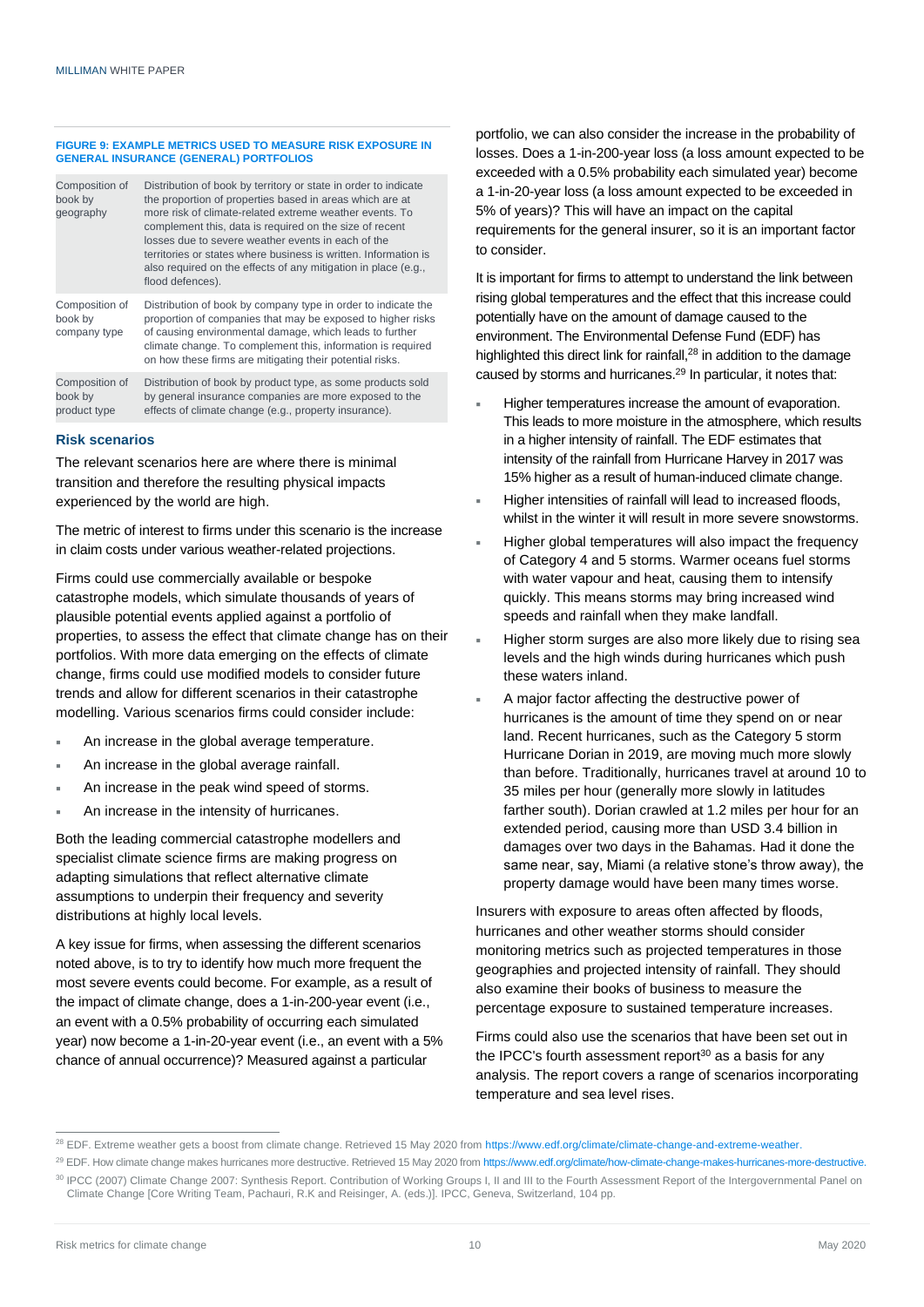**FIGURE 9: EXAMPLE METRICS USED TO MEASURE RISK EXPOSURE IN GENERAL INSURANCE (GENERAL) PORTFOLIOS**

| | |
|---|---|
| Composition of book by geography | Distribution of book by territory or state in order to indicate the proportion of properties based in areas which are at more risk of climate-related extreme weather events. To complement this, data is required on the size of recent losses due to severe weather events in each of the territories or states where business is written. Information is also required on the effects of any mitigation in place (e.g., flood defences). |
| Composition of book by company type | Distribution of book by company type in order to indicate the proportion of companies that may be exposed to higher risks of causing environmental damage, which leads to further climate change. To complement this, information is required on how these firms are mitigating their potential risks. |
| Composition of book by product type | Distribution of book by product type, as some products sold by general insurance companies are more exposed to the effects of climate change (e.g., property insurance). |

## Risk scenarios

The relevant scenarios here are where there is minimal transition and therefore the resulting physical impacts experienced by the world are high.

The metric of interest to firms under this scenario is the increase in claim costs under various weather-related projections.

Firms could use commercially available or bespoke catastrophe models, which simulate thousands of years of plausible potential events applied against a portfolio of properties, to assess the effect that climate change has on their portfolios. With more data emerging on the effects of climate change, firms could use modified models to consider future trends and allow for different scenarios in their catastrophe modelling. Various scenarios firms could consider include:

- An increase in the global average temperature.
- An increase in the global average rainfall.
- An increase in the peak wind speed of storms.
- An increase in the intensity of hurricanes.

Both the leading commercial catastrophe modellers and specialist climate science firms are making progress on adapting simulations that reflect alternative climate assumptions to underpin their frequency and severity distributions at highly local levels.

A key issue for firms, when assessing the different scenarios noted above, is to try to identify how much more frequent the most severe events could become. For example, as a result of the impact of climate change, does a 1-in-200-year event (i.e., an event with a 0.5% probability of occurring each simulated year) now become a 1-in-20-year event (i.e., an event with a 5% chance of annual occurrence)? Measured against a particular portfolio, we can also consider the increase in the probability of losses. Does a 1-in-200-year loss (a loss amount expected to be exceeded with a 0.5% probability each simulated year) become a 1-in-20-year loss (a loss amount expected to be exceeded in 5% of years)? This will have an impact on the capital requirements for the general insurer, so it is an important factor to consider.

It is important for firms to attempt to understand the link between rising global temperatures and the effect that this increase could potentially have on the amount of damage caused to the environment. The Environmental Defense Fund (EDF) has highlighted this direct link for rainfall,[28] in addition to the damage caused by storms and hurricanes.[29] In particular, it notes that:

- Higher temperatures increase the amount of evaporation. This leads to more moisture in the atmosphere, which results in a higher intensity of rainfall. The EDF estimates that intensity of the rainfall from Hurricane Harvey in 2017 was 15% higher as a result of human-induced climate change.
- Higher intensities of rainfall will lead to increased floods, whilst in the winter it will result in more severe snowstorms.
- Higher global temperatures will also impact the frequency of Category 4 and 5 storms. Warmer oceans fuel storms with water vapour and heat, causing them to intensify quickly. This means storms may bring increased wind speeds and rainfall when they make landfall.
- Higher storm surges are also more likely due to rising sea levels and the high winds during hurricanes which push these waters inland.
- A major factor affecting the destructive power of hurricanes is the amount of time they spend on or near land. Recent hurricanes, such as the Category 5 storm Hurricane Dorian in 2019, are moving much more slowly than before. Traditionally, hurricanes travel at around 10 to 35 miles per hour (generally more slowly in latitudes farther south). Dorian crawled at 1.2 miles per hour for an extended period, causing more than USD 3.4 billion in damages over two days in the Bahamas. Had it done the same near, say, Miami (a relative stone's throw away), the property damage would have been many times worse.

Insurers with exposure to areas often affected by floods, hurricanes and other weather storms should consider monitoring metrics such as projected temperatures in those geographies and projected intensity of rainfall. They should also examine their books of business to measure the percentage exposure to sustained temperature increases.

Firms could also use the scenarios that have been set out in the IPCC's fourth assessment report[30] as a basis for any analysis. The report covers a range of scenarios incorporating temperature and sea level rises.

---

[28] EDF. Extreme weather gets a boost from climate change. Retrieved 15 May 2020 from https://www.edf.org/climate/climate-change-and-extreme-weather.

[29] EDF. How climate change makes hurricanes more destructive. Retrieved 15 May 2020 from https://www.edf.org/climate/how-climate-change-makes-hurricanes-more-destructive.

[30] IPCC (2007) Climate Change 2007: Synthesis Report. Contribution of Working Groups I, II and III to the Fourth Assessment Report of the Intergovernmental Panel on Climate Change [Core Writing Team, Pachauri, R.K and Reisinger, A. (eds.)]. IPCC, Geneva, Switzerland, 104 pp.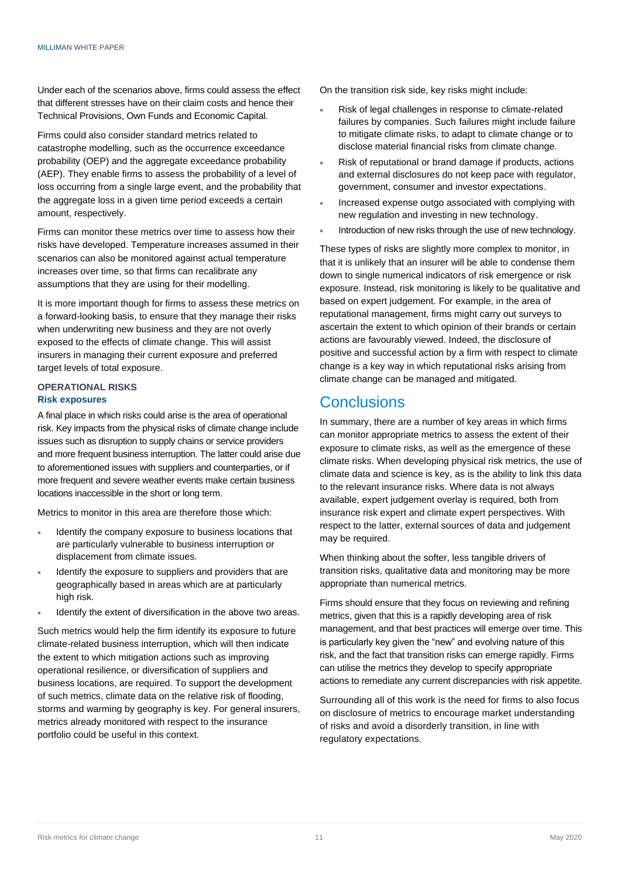Under each of the scenarios above, firms could assess the effect that different stresses have on their claim costs and hence their Technical Provisions, Own Funds and Economic Capital.

Firms could also consider standard metrics related to catastrophe modelling, such as the occurrence exceedance probability (OEP) and the aggregate exceedance probability (AEP). They enable firms to assess the probability of a level of loss occurring from a single large event, and the probability that the aggregate loss in a given time period exceeds a certain amount, respectively.

Firms can monitor these metrics over time to assess how their risks have developed. Temperature increases assumed in their scenarios can also be monitored against actual temperature increases over time, so that firms can recalibrate any assumptions that they are using for their modelling.

It is more important though for firms to assess these metrics on a forward-looking basis, to ensure that they manage their risks when underwriting new business and they are not overly exposed to the effects of climate change. This will assist insurers in managing their current exposure and preferred target levels of total exposure.

### OPERATIONAL RISKS

#### Risk exposures

A final place in which risks could arise is the area of operational risk. Key impacts from the physical risks of climate change include issues such as disruption to supply chains or service providers and more frequent business interruption. The latter could arise due to aforementioned issues with suppliers and counterparties, or if more frequent and severe weather events make certain business locations inaccessible in the short or long term.

Metrics to monitor in this area are therefore those which:

- Identify the company exposure to business locations that are particularly vulnerable to business interruption or displacement from climate issues.
- Identify the exposure to suppliers and providers that are geographically based in areas which are at particularly high risk.
- Identify the extent of diversification in the above two areas.

Such metrics would help the firm identify its exposure to future climate-related business interruption, which will then indicate the extent to which mitigation actions such as improving operational resilience, or diversification of suppliers and business locations, are required. To support the development of such metrics, climate data on the relative risk of flooding, storms and warming by geography is key. For general insurers, metrics already monitored with respect to the insurance portfolio could be useful in this context.

On the transition risk side, key risks might include:

- Risk of legal challenges in response to climate-related failures by companies. Such failures might include failure to mitigate climate risks, to adapt to climate change or to disclose material financial risks from climate change.
- Risk of reputational or brand damage if products, actions and external disclosures do not keep pace with regulator, government, consumer and investor expectations.
- Increased expense outgo associated with complying with new regulation and investing in new technology.
- Introduction of new risks through the use of new technology.

These types of risks are slightly more complex to monitor, in that it is unlikely that an insurer will be able to condense them down to single numerical indicators of risk emergence or risk exposure. Instead, risk monitoring is likely to be qualitative and based on expert judgement. For example, in the area of reputational management, firms might carry out surveys to ascertain the extent to which opinion of their brands or certain actions are favourably viewed. Indeed, the disclosure of positive and successful action by a firm with respect to climate change is a key way in which reputational risks arising from climate change can be managed and mitigated.

## Conclusions

In summary, there are a number of key areas in which firms can monitor appropriate metrics to assess the extent of their exposure to climate risks, as well as the emergence of these climate risks. When developing physical risk metrics, the use of climate data and science is key, as is the ability to link this data to the relevant insurance risks. Where data is not always available, expert judgement overlay is required, both from insurance risk expert and climate expert perspectives. With respect to the latter, external sources of data and judgement may be required.

When thinking about the softer, less tangible drivers of transition risks, qualitative data and monitoring may be more appropriate than numerical metrics.

Firms should ensure that they focus on reviewing and refining metrics, given that this is a rapidly developing area of risk management, and that best practices will emerge over time. This is particularly key given the "new" and evolving nature of this risk, and the fact that transition risks can emerge rapidly. Firms can utilise the metrics they develop to specify appropriate actions to remediate any current discrepancies with risk appetite.

Surrounding all of this work is the need for firms to also focus on disclosure of metrics to encourage market understanding of risks and avoid a disorderly transition, in line with regulatory expectations.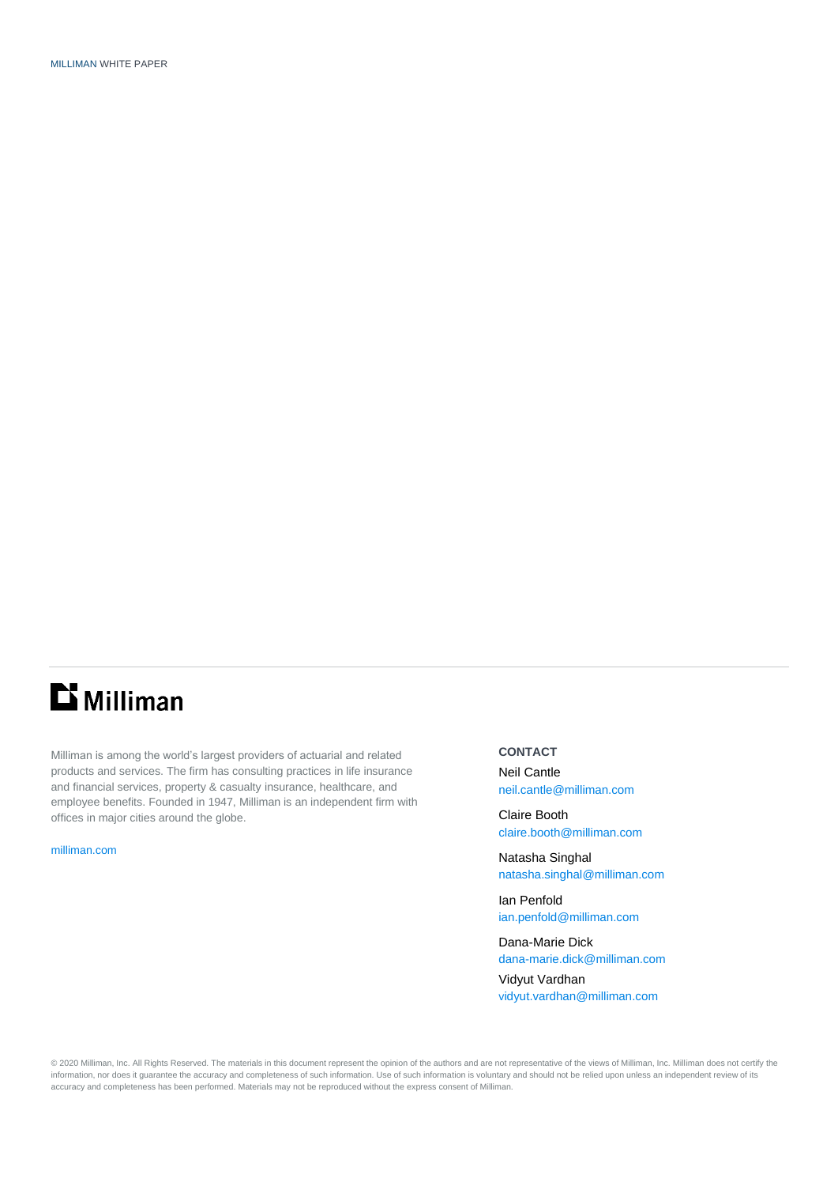# Milliman

Milliman is among the world's largest providers of actuarial and related products and services. The firm has consulting practices in life insurance and financial services, property & casualty insurance, healthcare, and employee benefits. Founded in 1947, Milliman is an independent firm with offices in major cities around the globe.

milliman.com

**CONTACT**

Neil Cantle
neil.cantle@milliman.com

Claire Booth
claire.booth@milliman.com

Natasha Singhal
natasha.singhal@milliman.com

Ian Penfold
ian.penfold@milliman.com

Dana-Marie Dick
dana-marie.dick@milliman.com

Vidyut Vardhan
vidyut.vardhan@milliman.com

© 2020 Milliman, Inc. All Rights Reserved. The materials in this document represent the opinion of the authors and are not representative of the views of Milliman, Inc. Milliman does not certify the information, nor does it guarantee the accuracy and completeness of such information. Use of such information is voluntary and should not be relied upon unless an independent review of its accuracy and completeness has been performed. Materials may not be reproduced without the express consent of Milliman.